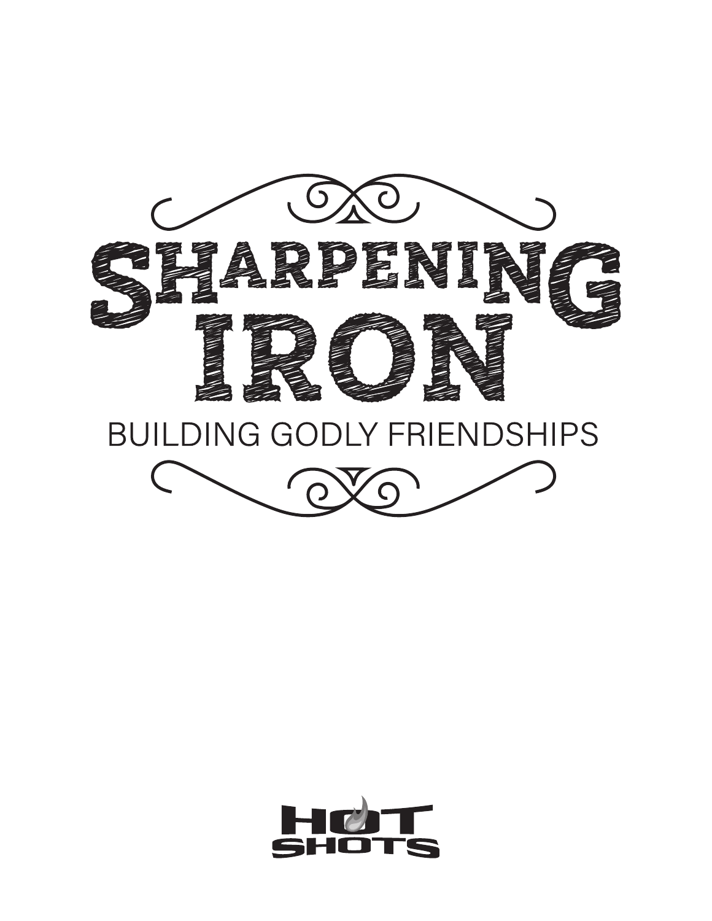# SHARPENING IRON

## BUILDING GODLY FRIENDSHIPS

HOT SHOTS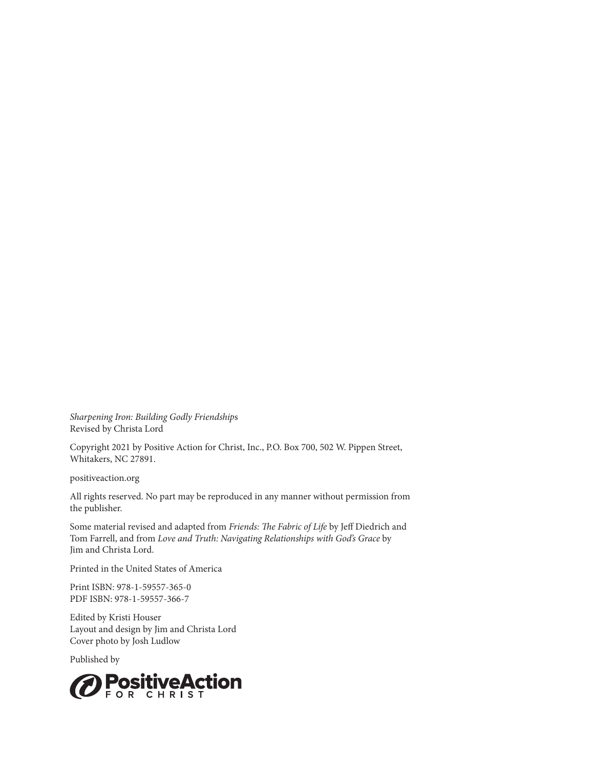*Sharpening Iron: Building Godly Friendships*
Revised by Christa Lord

Copyright 2021 by Positive Action for Christ, Inc., P.O. Box 700, 502 W. Pippen Street, Whitakers, NC 27891.

positiveaction.org

All rights reserved. No part may be reproduced in any manner without permission from the publisher.

Some material revised and adapted from *Friends: The Fabric of Life* by Jeff Diedrich and Tom Farrell, and from *Love and Truth: Navigating Relationships with God's Grace* by Jim and Christa Lord.

Printed in the United States of America

Print ISBN: 978-1-59557-365-0
PDF ISBN: 978-1-59557-366-7

Edited by Kristi Houser
Layout and design by Jim and Christa Lord
Cover photo by Josh Ludlow

Published by

PositiveAction FOR CHRIST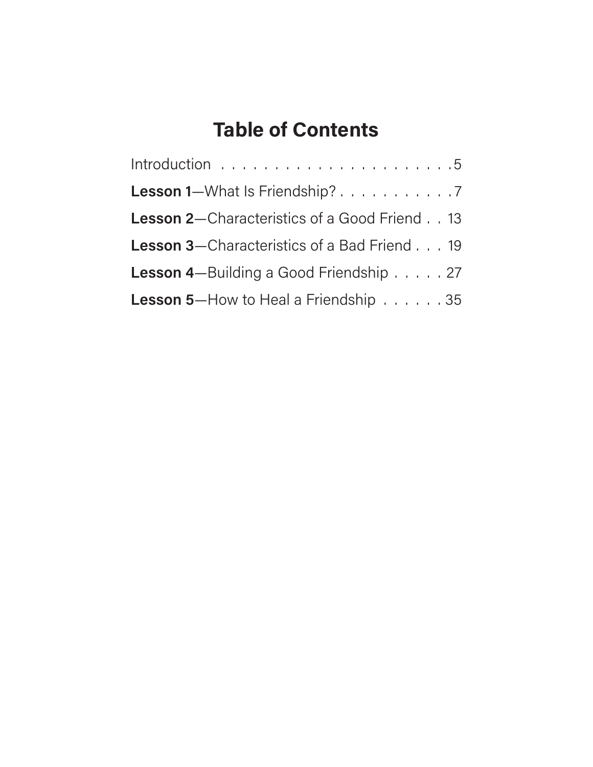# Table of Contents

Introduction . . . . . . . . . . . . . . . . . . . . . . . 5

**Lesson 1**—What Is Friendship? . . . . . . . . . . . 7

**Lesson 2**—Characteristics of a Good Friend . . 13

**Lesson 3**—Characteristics of a Bad Friend . . . 19

**Lesson 4**—Building a Good Friendship . . . . . 27

**Lesson 5**—How to Heal a Friendship . . . . . . 35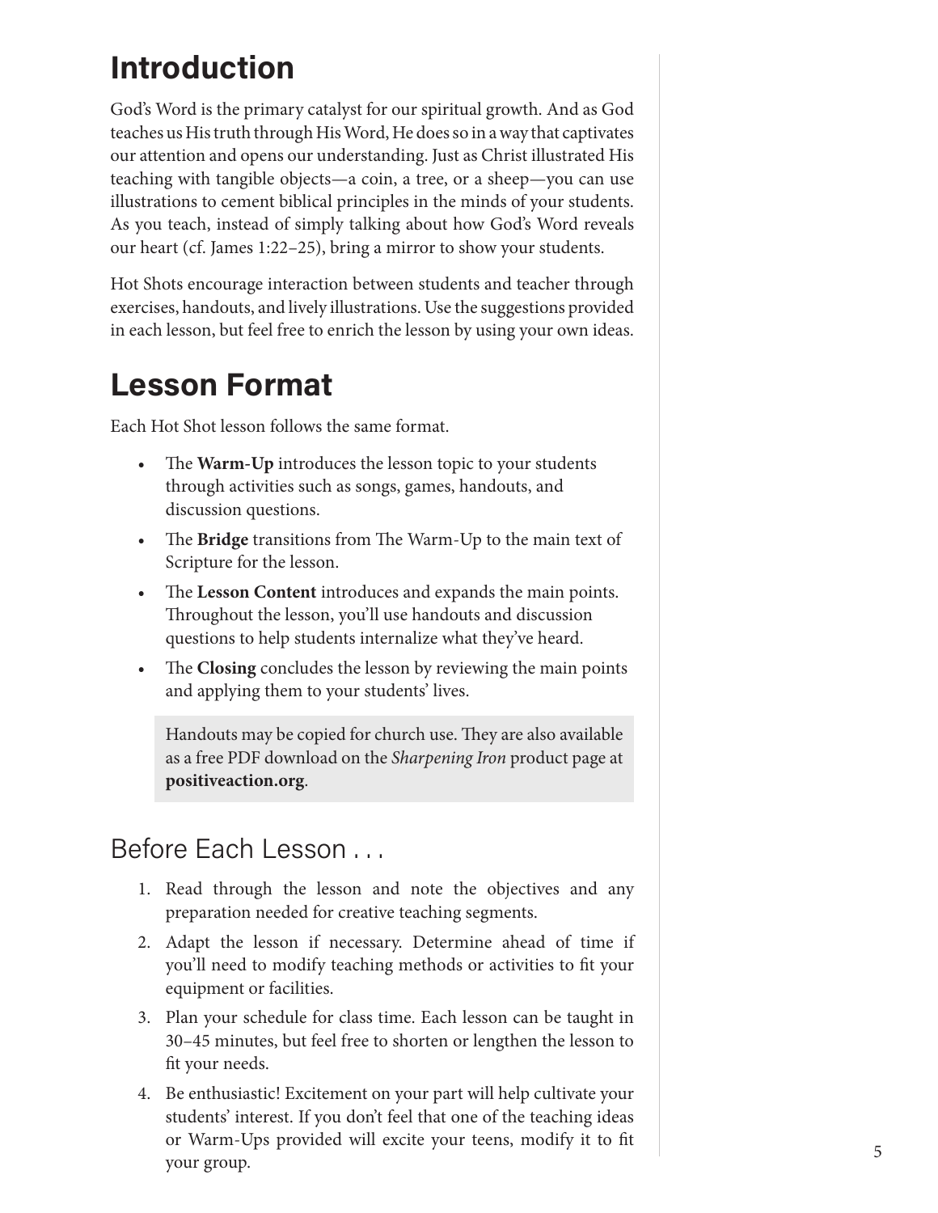# Introduction

God's Word is the primary catalyst for our spiritual growth. And as God teaches us His truth through His Word, He does so in a way that captivates our attention and opens our understanding. Just as Christ illustrated His teaching with tangible objects—a coin, a tree, or a sheep—you can use illustrations to cement biblical principles in the minds of your students. As you teach, instead of simply talking about how God's Word reveals our heart (cf. James 1:22–25), bring a mirror to show your students.

Hot Shots encourage interaction between students and teacher through exercises, handouts, and lively illustrations. Use the suggestions provided in each lesson, but feel free to enrich the lesson by using your own ideas.

# Lesson Format

Each Hot Shot lesson follows the same format.

- The **Warm-Up** introduces the lesson topic to your students through activities such as songs, games, handouts, and discussion questions.
- The **Bridge** transitions from The Warm-Up to the main text of Scripture for the lesson.
- The **Lesson Content** introduces and expands the main points. Throughout the lesson, you'll use handouts and discussion questions to help students internalize what they've heard.
- The **Closing** concludes the lesson by reviewing the main points and applying them to your students' lives.

> Handouts may be copied for church use. They are also available as a free PDF download on the *Sharpening Iron* product page at **positiveaction.org**.

## Before Each Lesson . . .

1. Read through the lesson and note the objectives and any preparation needed for creative teaching segments.
2. Adapt the lesson if necessary. Determine ahead of time if you'll need to modify teaching methods or activities to fit your equipment or facilities.
3. Plan your schedule for class time. Each lesson can be taught in 30–45 minutes, but feel free to shorten or lengthen the lesson to fit your needs.
4. Be enthusiastic! Excitement on your part will help cultivate your students' interest. If you don't feel that one of the teaching ideas or Warm-Ups provided will excite your teens, modify it to fit your group.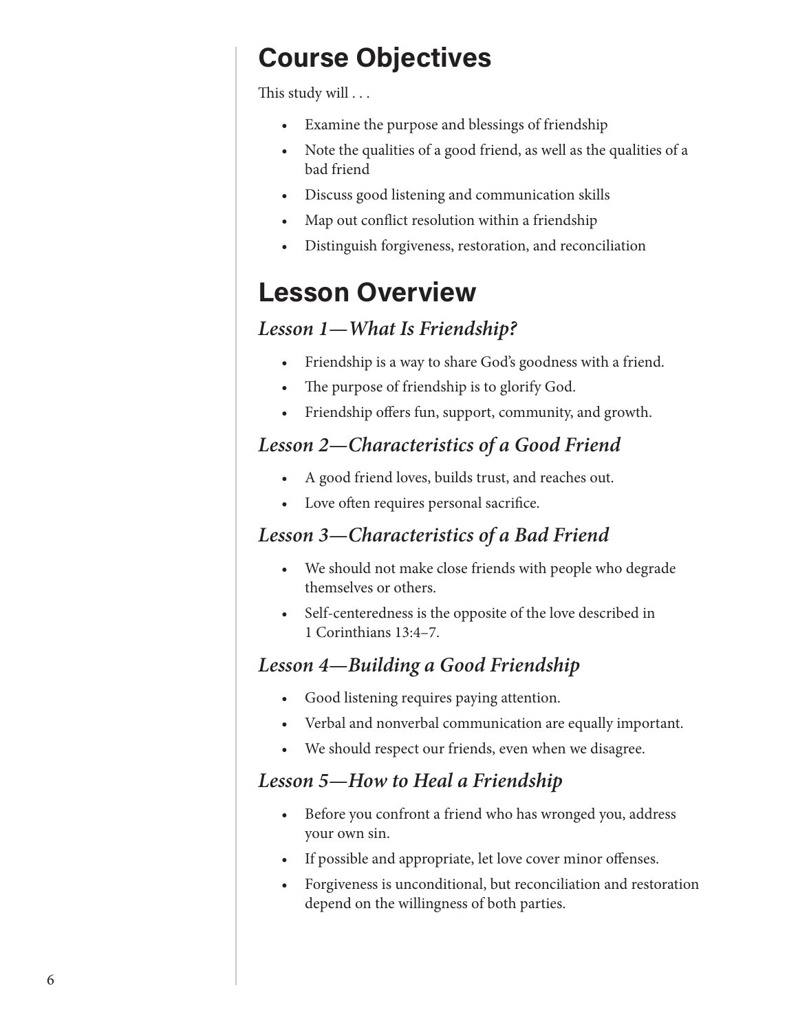## Course Objectives

This study will . . .

- Examine the purpose and blessings of friendship
- Note the qualities of a good friend, as well as the qualities of a bad friend
- Discuss good listening and communication skills
- Map out conflict resolution within a friendship
- Distinguish forgiveness, restoration, and reconciliation

## Lesson Overview

### *Lesson 1—What Is Friendship?*

- Friendship is a way to share God's goodness with a friend.
- The purpose of friendship is to glorify God.
- Friendship offers fun, support, community, and growth.

### *Lesson 2—Characteristics of a Good Friend*

- A good friend loves, builds trust, and reaches out.
- Love often requires personal sacrifice.

### *Lesson 3—Characteristics of a Bad Friend*

- We should not make close friends with people who degrade themselves or others.
- Self-centeredness is the opposite of the love described in 1 Corinthians 13:4–7.

### *Lesson 4—Building a Good Friendship*

- Good listening requires paying attention.
- Verbal and nonverbal communication are equally important.
- We should respect our friends, even when we disagree.

### *Lesson 5—How to Heal a Friendship*

- Before you confront a friend who has wronged you, address your own sin.
- If possible and appropriate, let love cover minor offenses.
- Forgiveness is unconditional, but reconciliation and restoration depend on the willingness of both parties.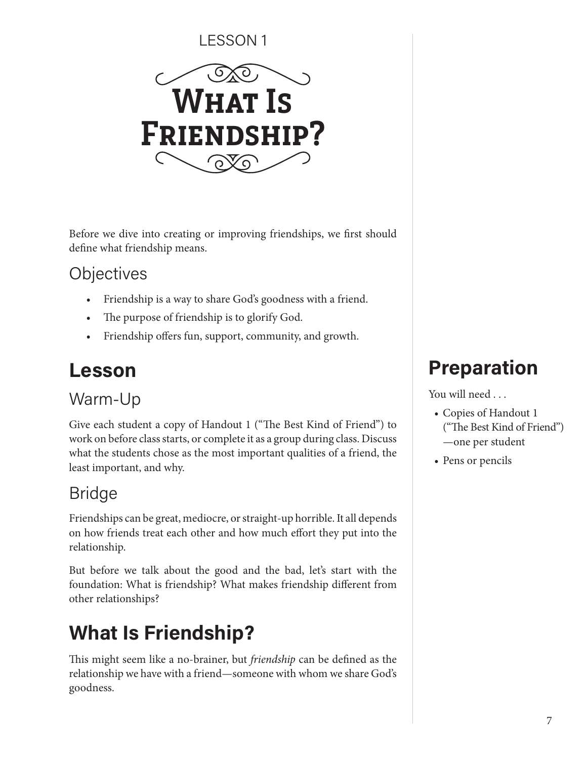LESSON 1

# What Is Friendship?

Before we dive into creating or improving friendships, we first should define what friendship means.

### Objectives

- Friendship is a way to share God's goodness with a friend.
- The purpose of friendship is to glorify God.
- Friendship offers fun, support, community, and growth.

## Lesson

### Warm-Up

Give each student a copy of Handout 1 ("The Best Kind of Friend") to work on before class starts, or complete it as a group during class. Discuss what the students chose as the most important qualities of a friend, the least important, and why.

### Bridge

Friendships can be great, mediocre, or straight-up horrible. It all depends on how friends treat each other and how much effort they put into the relationship.

But before we talk about the good and the bad, let's start with the foundation: What is friendship? What makes friendship different from other relationships?

## What Is Friendship?

This might seem like a no-brainer, but *friendship* can be defined as the relationship we have with a friend—someone with whom we share God's goodness.

## Preparation

You will need . . .

- Copies of Handout 1 ("The Best Kind of Friend") —one per student
- Pens or pencils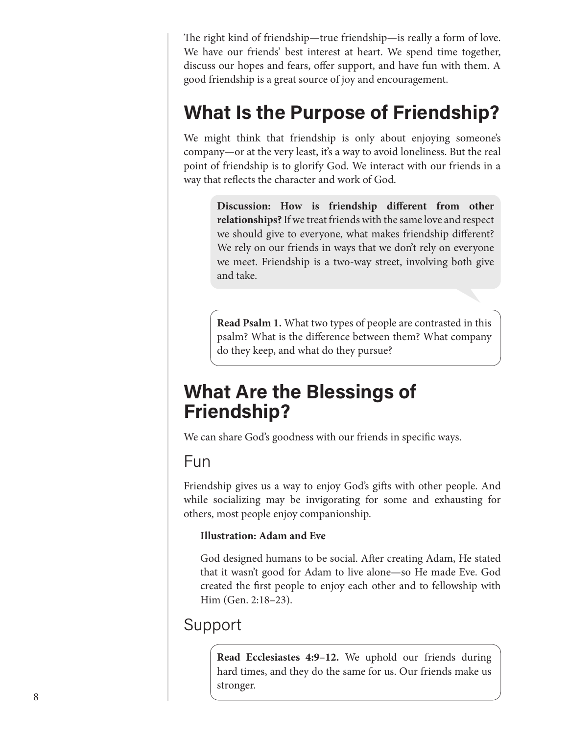The right kind of friendship—true friendship—is really a form of love. We have our friends' best interest at heart. We spend time together, discuss our hopes and fears, offer support, and have fun with them. A good friendship is a great source of joy and encouragement.

## What Is the Purpose of Friendship?

We might think that friendship is only about enjoying someone's company—or at the very least, it's a way to avoid loneliness. But the real point of friendship is to glorify God. We interact with our friends in a way that reflects the character and work of God.

> **Discussion: How is friendship different from other relationships?** If we treat friends with the same love and respect we should give to everyone, what makes friendship different? We rely on our friends in ways that we don't rely on everyone we meet. Friendship is a two-way street, involving both give and take.

> **Read Psalm 1.** What two types of people are contrasted in this psalm? What is the difference between them? What company do they keep, and what do they pursue?

## What Are the Blessings of Friendship?

We can share God's goodness with our friends in specific ways.

### Fun

Friendship gives us a way to enjoy God's gifts with other people. And while socializing may be invigorating for some and exhausting for others, most people enjoy companionship.

**Illustration: Adam and Eve**

God designed humans to be social. After creating Adam, He stated that it wasn't good for Adam to live alone—so He made Eve. God created the first people to enjoy each other and to fellowship with Him (Gen. 2:18–23).

### Support

> **Read Ecclesiastes 4:9–12.** We uphold our friends during hard times, and they do the same for us. Our friends make us stronger.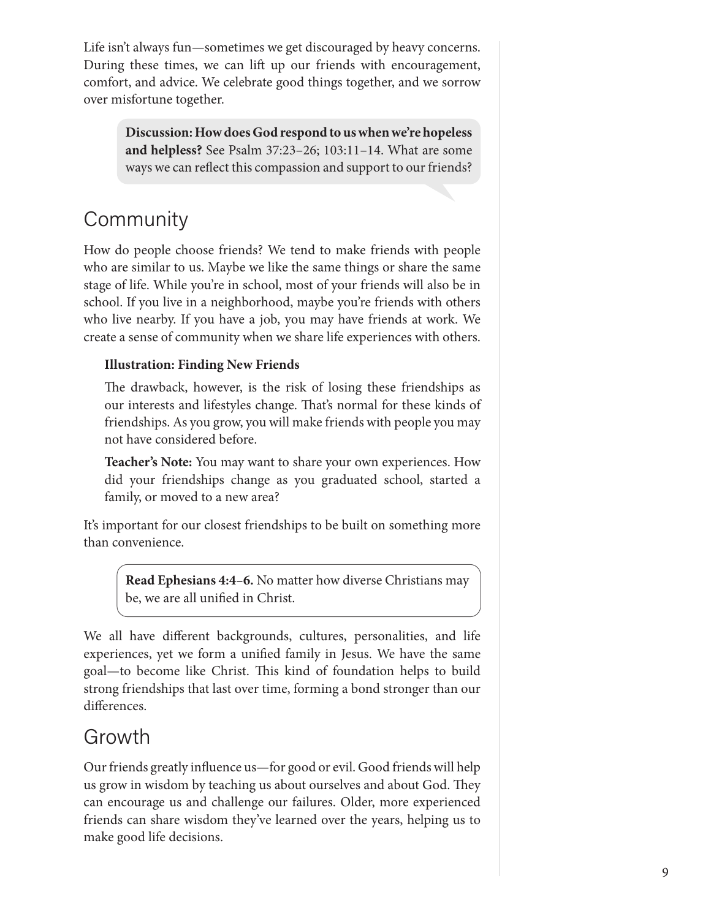Life isn't always fun—sometimes we get discouraged by heavy concerns. During these times, we can lift up our friends with encouragement, comfort, and advice. We celebrate good things together, and we sorrow over misfortune together.

> **Discussion: How does God respond to us when we're hopeless and helpless?** See Psalm 37:23–26; 103:11–14. What are some ways we can reflect this compassion and support to our friends?

## Community

How do people choose friends? We tend to make friends with people who are similar to us. Maybe we like the same things or share the same stage of life. While you're in school, most of your friends will also be in school. If you live in a neighborhood, maybe you're friends with others who live nearby. If you have a job, you may have friends at work. We create a sense of community when we share life experiences with others.

**Illustration: Finding New Friends**

The drawback, however, is the risk of losing these friendships as our interests and lifestyles change. That's normal for these kinds of friendships. As you grow, you will make friends with people you may not have considered before.

**Teacher's Note:** You may want to share your own experiences. How did your friendships change as you graduated school, started a family, or moved to a new area?

It's important for our closest friendships to be built on something more than convenience.

> **Read Ephesians 4:4–6.** No matter how diverse Christians may be, we are all unified in Christ.

We all have different backgrounds, cultures, personalities, and life experiences, yet we form a unified family in Jesus. We have the same goal—to become like Christ. This kind of foundation helps to build strong friendships that last over time, forming a bond stronger than our differences.

## Growth

Our friends greatly influence us—for good or evil. Good friends will help us grow in wisdom by teaching us about ourselves and about God. They can encourage us and challenge our failures. Older, more experienced friends can share wisdom they've learned over the years, helping us to make good life decisions.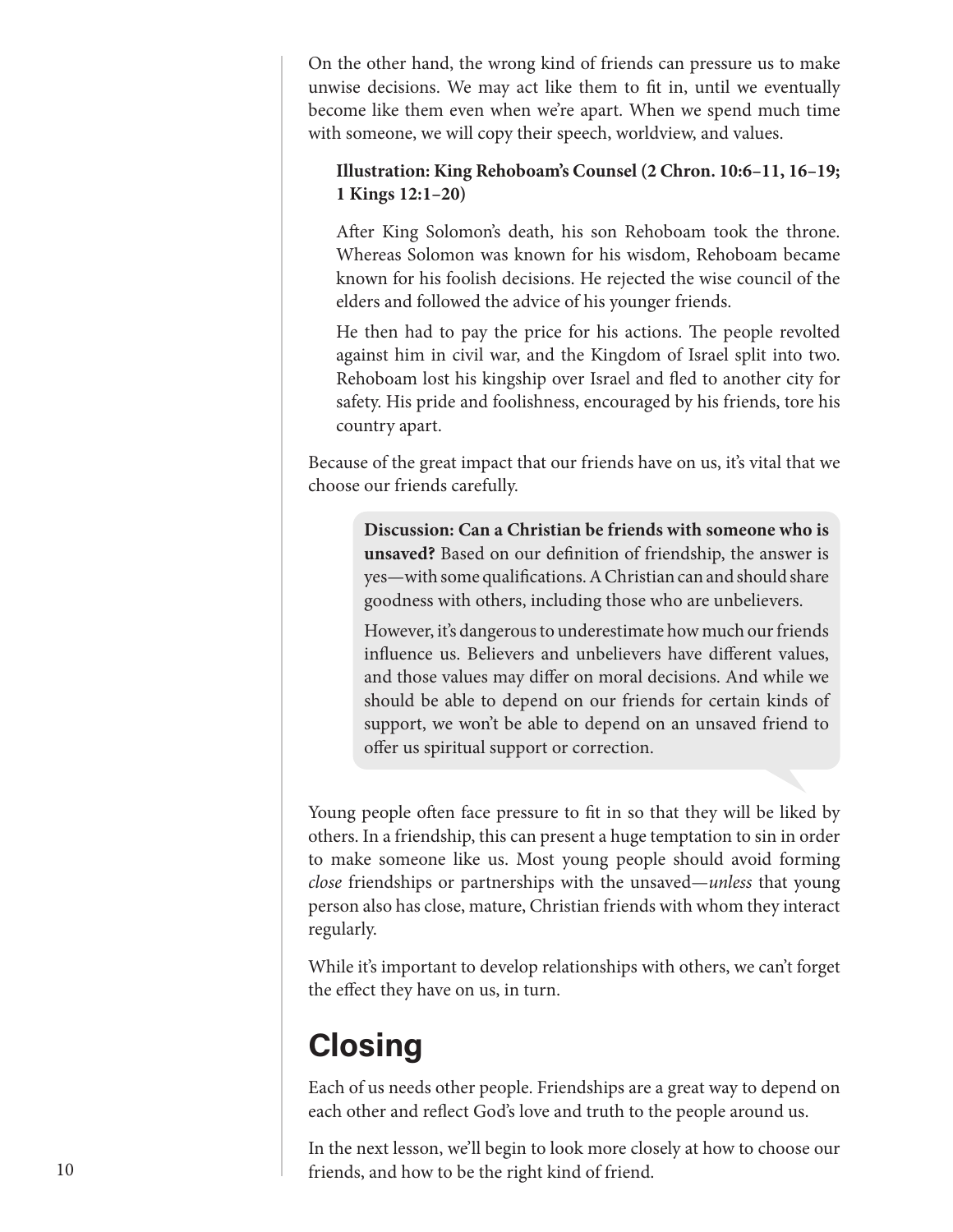On the other hand, the wrong kind of friends can pressure us to make unwise decisions. We may act like them to fit in, until we eventually become like them even when we're apart. When we spend much time with someone, we will copy their speech, worldview, and values.

**Illustration: King Rehoboam's Counsel (2 Chron. 10:6–11, 16–19; 1 Kings 12:1–20)**

After King Solomon's death, his son Rehoboam took the throne. Whereas Solomon was known for his wisdom, Rehoboam became known for his foolish decisions. He rejected the wise council of the elders and followed the advice of his younger friends.

He then had to pay the price for his actions. The people revolted against him in civil war, and the Kingdom of Israel split into two. Rehoboam lost his kingship over Israel and fled to another city for safety. His pride and foolishness, encouraged by his friends, tore his country apart.

Because of the great impact that our friends have on us, it's vital that we choose our friends carefully.

> **Discussion: Can a Christian be friends with someone who is unsaved?** Based on our definition of friendship, the answer is yes—with some qualifications. A Christian can and should share goodness with others, including those who are unbelievers.
>
> However, it's dangerous to underestimate how much our friends influence us. Believers and unbelievers have different values, and those values may differ on moral decisions. And while we should be able to depend on our friends for certain kinds of support, we won't be able to depend on an unsaved friend to offer us spiritual support or correction.

Young people often face pressure to fit in so that they will be liked by others. In a friendship, this can present a huge temptation to sin in order to make someone like us. Most young people should avoid forming *close* friendships or partnerships with the unsaved—*unless* that young person also has close, mature, Christian friends with whom they interact regularly.

While it's important to develop relationships with others, we can't forget the effect they have on us, in turn.

# Closing

Each of us needs other people. Friendships are a great way to depend on each other and reflect God's love and truth to the people around us.

In the next lesson, we'll begin to look more closely at how to choose our friends, and how to be the right kind of friend.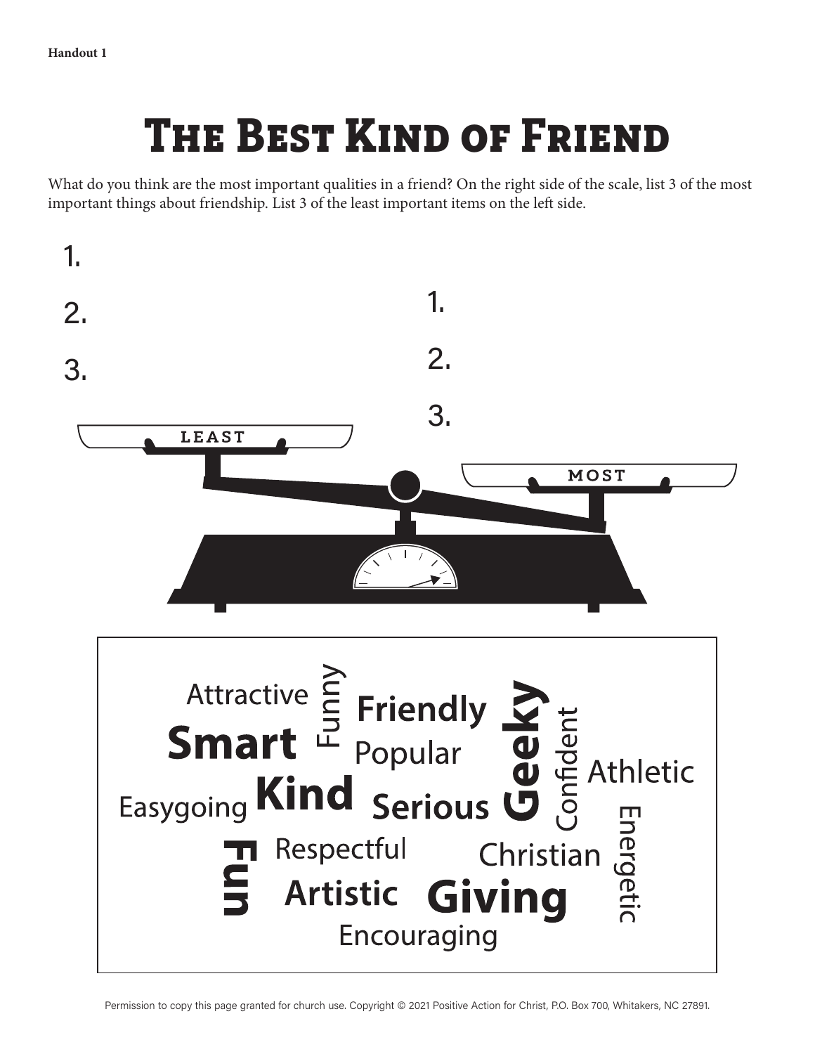Handout 1

# The Best Kind of Friend

What do you think are the most important qualities in a friend? On the right side of the scale, list 3 of the most important things about friendship. List 3 of the least important items on the left side.

**LEAST**

1.

2.

3.

**MOST**

1.

2.

3.

Attractive
Funny
Friendly
Smart
Popular
Geeky
Confident
Athletic
Easygoing
Kind
Serious
Energetic
Fun
Respectful
Christian
Artistic
Giving
Encouraging

Permission to copy this page granted for church use. Copyright © 2021 Positive Action for Christ, P.O. Box 700, Whitakers, NC 27891.